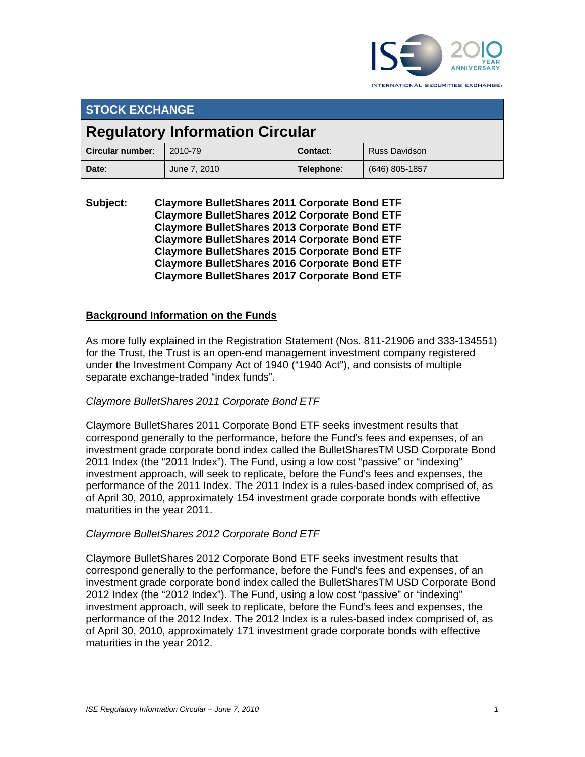## STOCK EXCHANGE

# Regulatory Information Circular

| **Circular number**: | 2010-79 | **Contact**: | Russ Davidson |
|---|---|---|---|
| **Date**: | June 7, 2010 | **Telephone**: | (646) 805-1857 |

**Subject:** **Claymore BulletShares 2011 Corporate Bond ETF**
**Claymore BulletShares 2012 Corporate Bond ETF**
**Claymore BulletShares 2013 Corporate Bond ETF**
**Claymore BulletShares 2014 Corporate Bond ETF**
**Claymore BulletShares 2015 Corporate Bond ETF**
**Claymore BulletShares 2016 Corporate Bond ETF**
**Claymore BulletShares 2017 Corporate Bond ETF**

## Background Information on the Funds

As more fully explained in the Registration Statement (Nos. 811-21906 and 333-134551) for the Trust, the Trust is an open-end management investment company registered under the Investment Company Act of 1940 ("1940 Act"), and consists of multiple separate exchange-traded "index funds".

*Claymore BulletShares 2011 Corporate Bond ETF*

Claymore BulletShares 2011 Corporate Bond ETF seeks investment results that correspond generally to the performance, before the Fund's fees and expenses, of an investment grade corporate bond index called the BulletSharesTM USD Corporate Bond 2011 Index (the "2011 Index"). The Fund, using a low cost "passive" or "indexing" investment approach, will seek to replicate, before the Fund's fees and expenses, the performance of the 2011 Index. The 2011 Index is a rules-based index comprised of, as of April 30, 2010, approximately 154 investment grade corporate bonds with effective maturities in the year 2011.

*Claymore BulletShares 2012 Corporate Bond ETF*

Claymore BulletShares 2012 Corporate Bond ETF seeks investment results that correspond generally to the performance, before the Fund's fees and expenses, of an investment grade corporate bond index called the BulletSharesTM USD Corporate Bond 2012 Index (the "2012 Index"). The Fund, using a low cost "passive" or "indexing" investment approach, will seek to replicate, before the Fund's fees and expenses, the performance of the 2012 Index. The 2012 Index is a rules-based index comprised of, as of April 30, 2010, approximately 171 investment grade corporate bonds with effective maturities in the year 2012.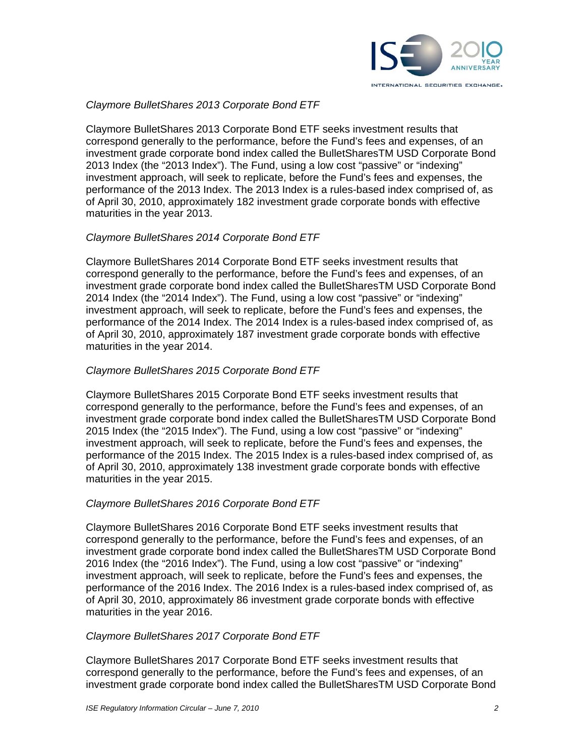*Claymore BulletShares 2013 Corporate Bond ETF*

Claymore BulletShares 2013 Corporate Bond ETF seeks investment results that correspond generally to the performance, before the Fund's fees and expenses, of an investment grade corporate bond index called the BulletSharesTM USD Corporate Bond 2013 Index (the "2013 Index"). The Fund, using a low cost "passive" or "indexing" investment approach, will seek to replicate, before the Fund's fees and expenses, the performance of the 2013 Index. The 2013 Index is a rules-based index comprised of, as of April 30, 2010, approximately 182 investment grade corporate bonds with effective maturities in the year 2013.

*Claymore BulletShares 2014 Corporate Bond ETF*

Claymore BulletShares 2014 Corporate Bond ETF seeks investment results that correspond generally to the performance, before the Fund's fees and expenses, of an investment grade corporate bond index called the BulletSharesTM USD Corporate Bond 2014 Index (the "2014 Index"). The Fund, using a low cost "passive" or "indexing" investment approach, will seek to replicate, before the Fund's fees and expenses, the performance of the 2014 Index. The 2014 Index is a rules-based index comprised of, as of April 30, 2010, approximately 187 investment grade corporate bonds with effective maturities in the year 2014.

*Claymore BulletShares 2015 Corporate Bond ETF*

Claymore BulletShares 2015 Corporate Bond ETF seeks investment results that correspond generally to the performance, before the Fund's fees and expenses, of an investment grade corporate bond index called the BulletSharesTM USD Corporate Bond 2015 Index (the "2015 Index"). The Fund, using a low cost "passive" or "indexing" investment approach, will seek to replicate, before the Fund's fees and expenses, the performance of the 2015 Index. The 2015 Index is a rules-based index comprised of, as of April 30, 2010, approximately 138 investment grade corporate bonds with effective maturities in the year 2015.

*Claymore BulletShares 2016 Corporate Bond ETF*

Claymore BulletShares 2016 Corporate Bond ETF seeks investment results that correspond generally to the performance, before the Fund's fees and expenses, of an investment grade corporate bond index called the BulletSharesTM USD Corporate Bond 2016 Index (the "2016 Index"). The Fund, using a low cost "passive" or "indexing" investment approach, will seek to replicate, before the Fund's fees and expenses, the performance of the 2016 Index. The 2016 Index is a rules-based index comprised of, as of April 30, 2010, approximately 86 investment grade corporate bonds with effective maturities in the year 2016.

*Claymore BulletShares 2017 Corporate Bond ETF*

Claymore BulletShares 2017 Corporate Bond ETF seeks investment results that correspond generally to the performance, before the Fund's fees and expenses, of an investment grade corporate bond index called the BulletSharesTM USD Corporate Bond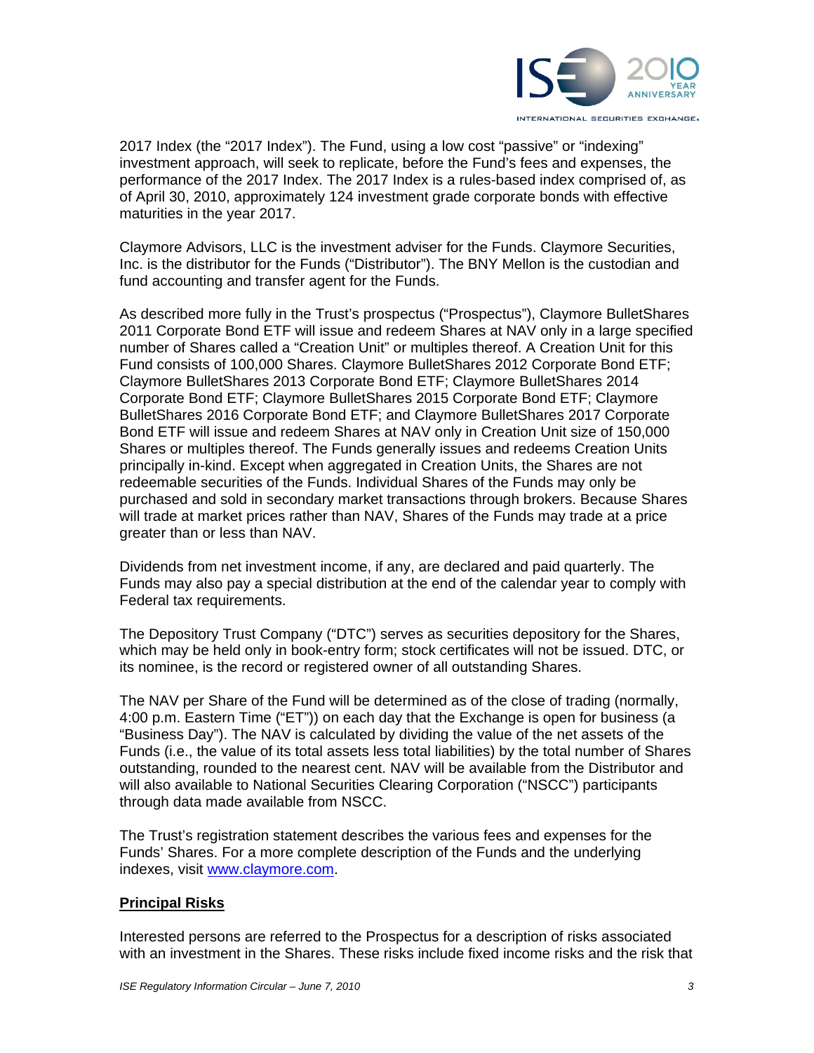2017 Index (the "2017 Index"). The Fund, using a low cost "passive" or "indexing" investment approach, will seek to replicate, before the Fund's fees and expenses, the performance of the 2017 Index. The 2017 Index is a rules-based index comprised of, as of April 30, 2010, approximately 124 investment grade corporate bonds with effective maturities in the year 2017.

Claymore Advisors, LLC is the investment adviser for the Funds. Claymore Securities, Inc. is the distributor for the Funds ("Distributor"). The BNY Mellon is the custodian and fund accounting and transfer agent for the Funds.

As described more fully in the Trust's prospectus ("Prospectus"), Claymore BulletShares 2011 Corporate Bond ETF will issue and redeem Shares at NAV only in a large specified number of Shares called a "Creation Unit" or multiples thereof. A Creation Unit for this Fund consists of 100,000 Shares. Claymore BulletShares 2012 Corporate Bond ETF; Claymore BulletShares 2013 Corporate Bond ETF; Claymore BulletShares 2014 Corporate Bond ETF; Claymore BulletShares 2015 Corporate Bond ETF; Claymore BulletShares 2016 Corporate Bond ETF; and Claymore BulletShares 2017 Corporate Bond ETF will issue and redeem Shares at NAV only in Creation Unit size of 150,000 Shares or multiples thereof. The Funds generally issues and redeems Creation Units principally in-kind. Except when aggregated in Creation Units, the Shares are not redeemable securities of the Funds. Individual Shares of the Funds may only be purchased and sold in secondary market transactions through brokers. Because Shares will trade at market prices rather than NAV, Shares of the Funds may trade at a price greater than or less than NAV.

Dividends from net investment income, if any, are declared and paid quarterly. The Funds may also pay a special distribution at the end of the calendar year to comply with Federal tax requirements.

The Depository Trust Company ("DTC") serves as securities depository for the Shares, which may be held only in book-entry form; stock certificates will not be issued. DTC, or its nominee, is the record or registered owner of all outstanding Shares.

The NAV per Share of the Fund will be determined as of the close of trading (normally, 4:00 p.m. Eastern Time ("ET")) on each day that the Exchange is open for business (a "Business Day"). The NAV is calculated by dividing the value of the net assets of the Funds (i.e., the value of its total assets less total liabilities) by the total number of Shares outstanding, rounded to the nearest cent. NAV will be available from the Distributor and will also available to National Securities Clearing Corporation ("NSCC") participants through data made available from NSCC.

The Trust's registration statement describes the various fees and expenses for the Funds' Shares. For a more complete description of the Funds and the underlying indexes, visit [www.claymore.com](http://www.claymore.com).

**Principal Risks**

Interested persons are referred to the Prospectus for a description of risks associated with an investment in the Shares. These risks include fixed income risks and the risk that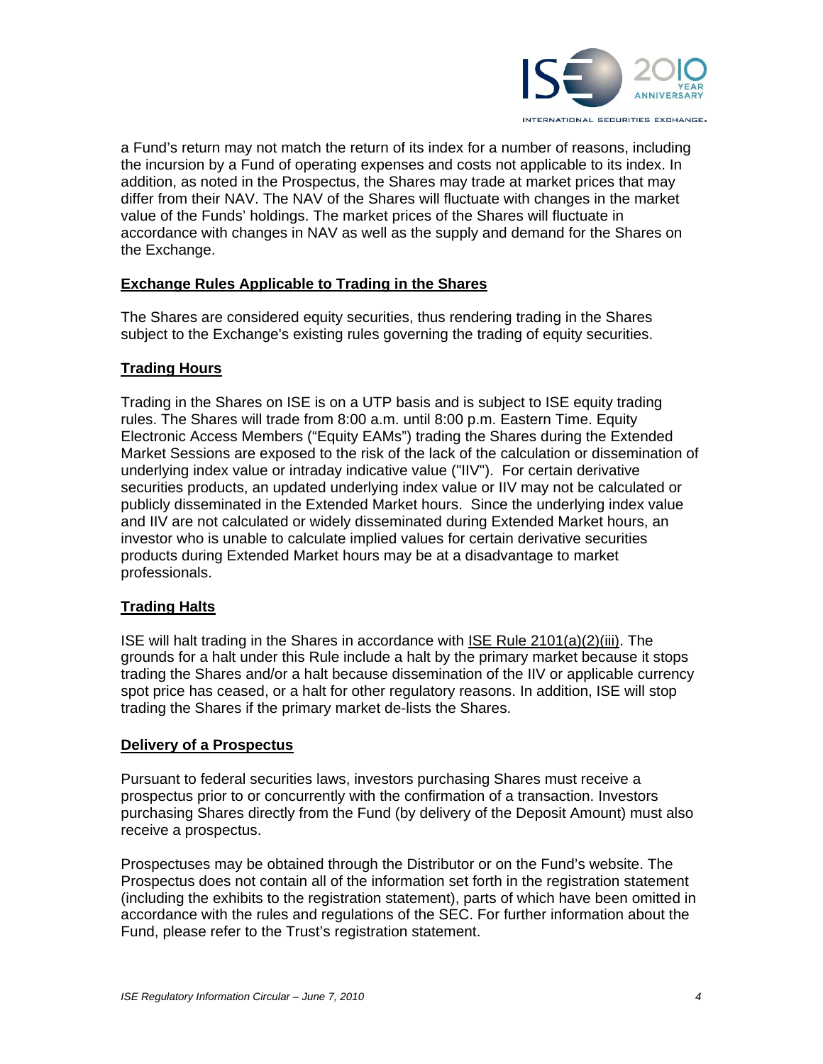a Fund's return may not match the return of its index for a number of reasons, including the incursion by a Fund of operating expenses and costs not applicable to its index. In addition, as noted in the Prospectus, the Shares may trade at market prices that may differ from their NAV. The NAV of the Shares will fluctuate with changes in the market value of the Funds' holdings. The market prices of the Shares will fluctuate in accordance with changes in NAV as well as the supply and demand for the Shares on the Exchange.

## Exchange Rules Applicable to Trading in the Shares

The Shares are considered equity securities, thus rendering trading in the Shares subject to the Exchange's existing rules governing the trading of equity securities.

## Trading Hours

Trading in the Shares on ISE is on a UTP basis and is subject to ISE equity trading rules. The Shares will trade from 8:00 a.m. until 8:00 p.m. Eastern Time. Equity Electronic Access Members ("Equity EAMs") trading the Shares during the Extended Market Sessions are exposed to the risk of the lack of the calculation or dissemination of underlying index value or intraday indicative value ("IIV"). For certain derivative securities products, an updated underlying index value or IIV may not be calculated or publicly disseminated in the Extended Market hours. Since the underlying index value and IIV are not calculated or widely disseminated during Extended Market hours, an investor who is unable to calculate implied values for certain derivative securities products during Extended Market hours may be at a disadvantage to market professionals.

## Trading Halts

ISE will halt trading in the Shares in accordance with ISE Rule 2101(a)(2)(iii). The grounds for a halt under this Rule include a halt by the primary market because it stops trading the Shares and/or a halt because dissemination of the IIV or applicable currency spot price has ceased, or a halt for other regulatory reasons. In addition, ISE will stop trading the Shares if the primary market de-lists the Shares.

## Delivery of a Prospectus

Pursuant to federal securities laws, investors purchasing Shares must receive a prospectus prior to or concurrently with the confirmation of a transaction. Investors purchasing Shares directly from the Fund (by delivery of the Deposit Amount) must also receive a prospectus.

Prospectuses may be obtained through the Distributor or on the Fund's website. The Prospectus does not contain all of the information set forth in the registration statement (including the exhibits to the registration statement), parts of which have been omitted in accordance with the rules and regulations of the SEC. For further information about the Fund, please refer to the Trust's registration statement.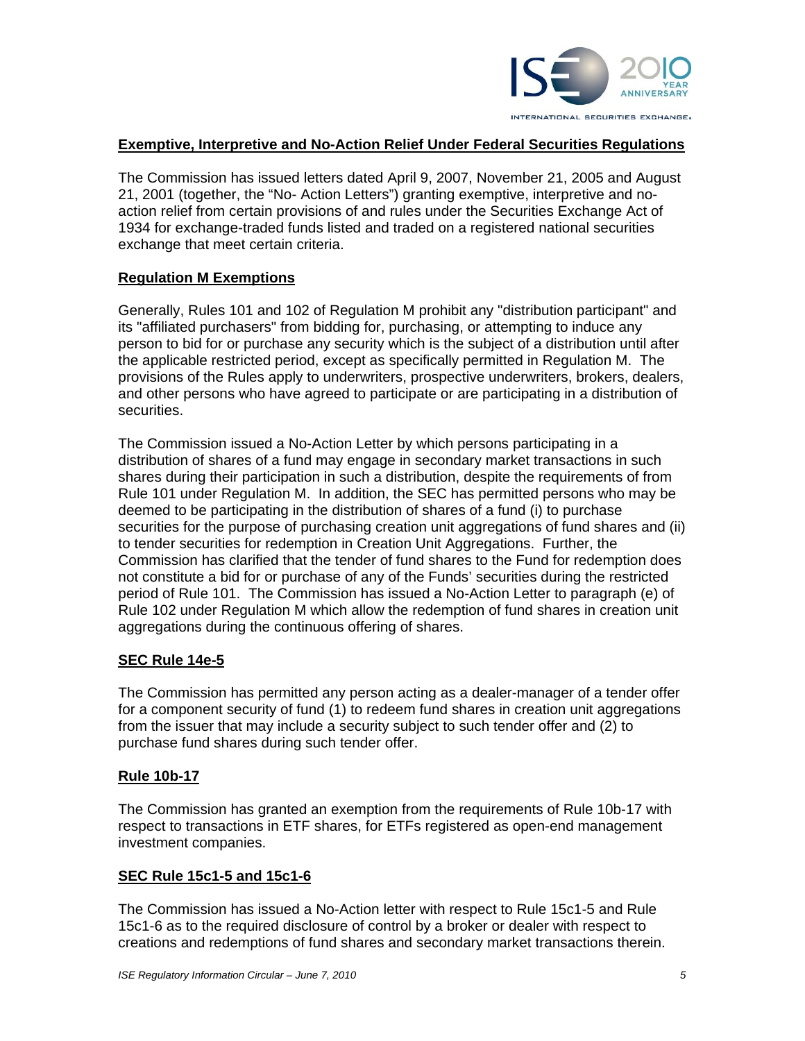## Exemptive, Interpretive and No-Action Relief Under Federal Securities Regulations

The Commission has issued letters dated April 9, 2007, November 21, 2005 and August 21, 2001 (together, the "No- Action Letters") granting exemptive, interpretive and no-action relief from certain provisions of and rules under the Securities Exchange Act of 1934 for exchange-traded funds listed and traded on a registered national securities exchange that meet certain criteria.

## Regulation M Exemptions

Generally, Rules 101 and 102 of Regulation M prohibit any "distribution participant" and its "affiliated purchasers" from bidding for, purchasing, or attempting to induce any person to bid for or purchase any security which is the subject of a distribution until after the applicable restricted period, except as specifically permitted in Regulation M. The provisions of the Rules apply to underwriters, prospective underwriters, brokers, dealers, and other persons who have agreed to participate or are participating in a distribution of securities.

The Commission issued a No-Action Letter by which persons participating in a distribution of shares of a fund may engage in secondary market transactions in such shares during their participation in such a distribution, despite the requirements of from Rule 101 under Regulation M. In addition, the SEC has permitted persons who may be deemed to be participating in the distribution of shares of a fund (i) to purchase securities for the purpose of purchasing creation unit aggregations of fund shares and (ii) to tender securities for redemption in Creation Unit Aggregations. Further, the Commission has clarified that the tender of fund shares to the Fund for redemption does not constitute a bid for or purchase of any of the Funds' securities during the restricted period of Rule 101. The Commission has issued a No-Action Letter to paragraph (e) of Rule 102 under Regulation M which allow the redemption of fund shares in creation unit aggregations during the continuous offering of shares.

## SEC Rule 14e-5

The Commission has permitted any person acting as a dealer-manager of a tender offer for a component security of fund (1) to redeem fund shares in creation unit aggregations from the issuer that may include a security subject to such tender offer and (2) to purchase fund shares during such tender offer.

## Rule 10b-17

The Commission has granted an exemption from the requirements of Rule 10b-17 with respect to transactions in ETF shares, for ETFs registered as open-end management investment companies.

## SEC Rule 15c1-5 and 15c1-6

The Commission has issued a No-Action letter with respect to Rule 15c1-5 and Rule 15c1-6 as to the required disclosure of control by a broker or dealer with respect to creations and redemptions of fund shares and secondary market transactions therein.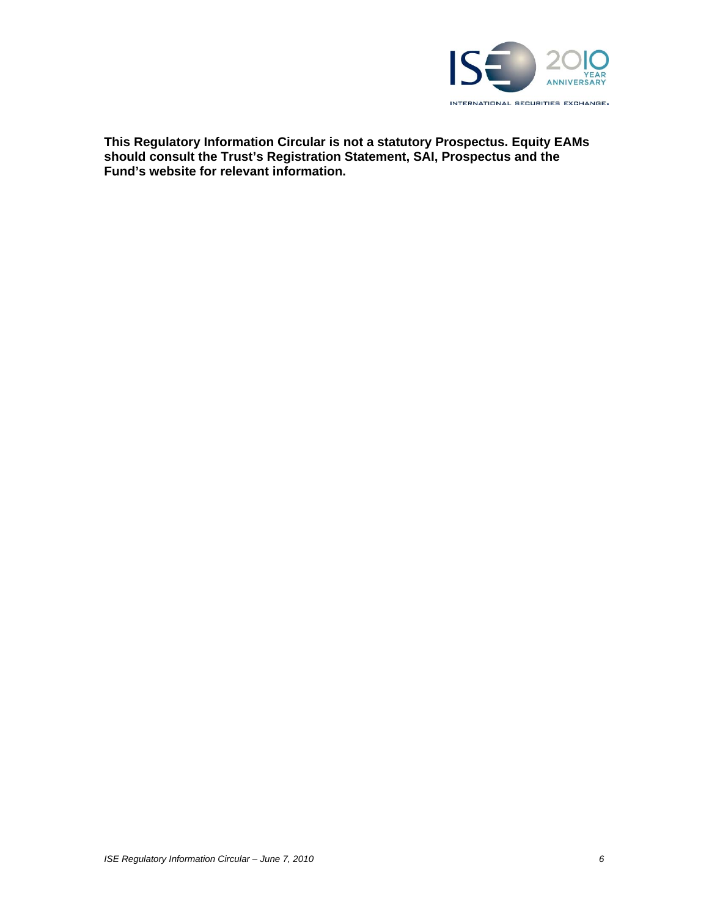**This Regulatory Information Circular is not a statutory Prospectus. Equity EAMs should consult the Trust's Registration Statement, SAI, Prospectus and the Fund's website for relevant information.**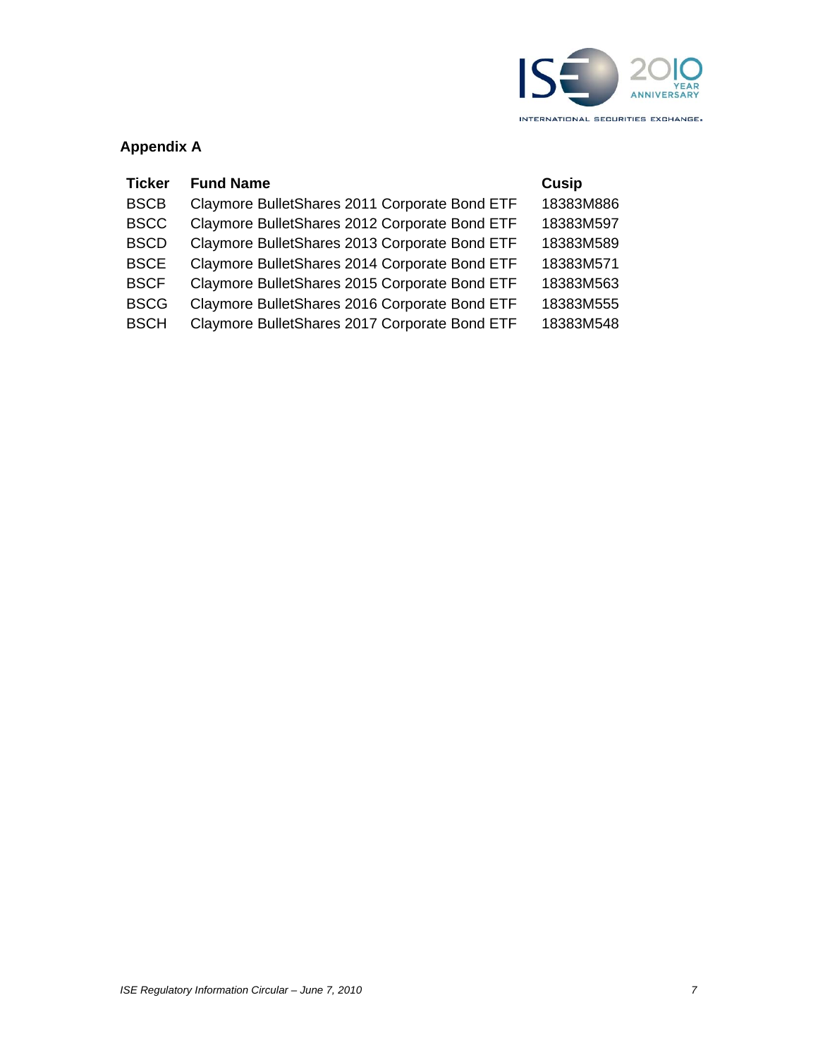## Appendix A

| Ticker | Fund Name | Cusip |
|---|---|---|
| BSCB | Claymore BulletShares 2011 Corporate Bond ETF | 18383M886 |
| BSCC | Claymore BulletShares 2012 Corporate Bond ETF | 18383M597 |
| BSCD | Claymore BulletShares 2013 Corporate Bond ETF | 18383M589 |
| BSCE | Claymore BulletShares 2014 Corporate Bond ETF | 18383M571 |
| BSCF | Claymore BulletShares 2015 Corporate Bond ETF | 18383M563 |
| BSCG | Claymore BulletShares 2016 Corporate Bond ETF | 18383M555 |
| BSCH | Claymore BulletShares 2017 Corporate Bond ETF | 18383M548 |